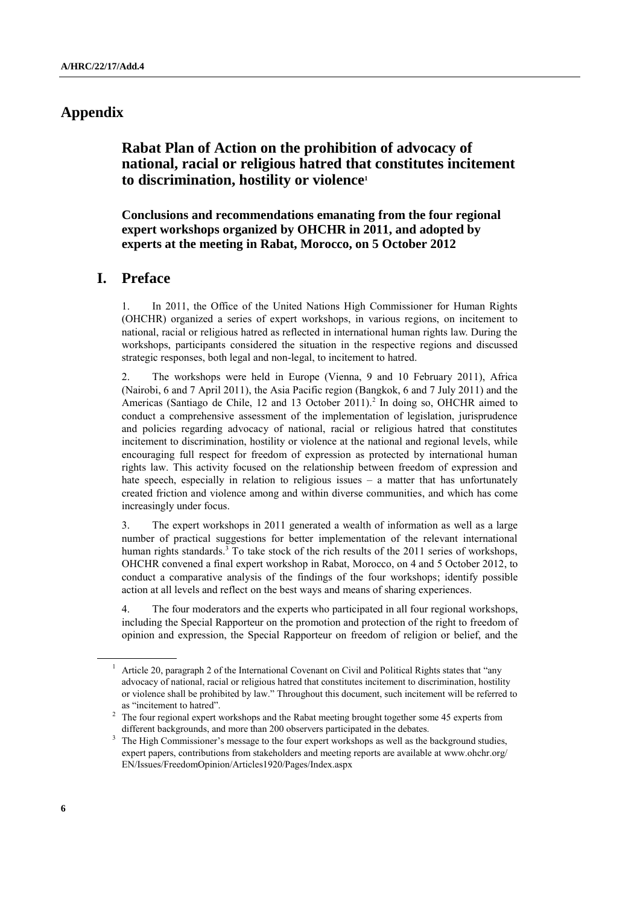# Appendix

## Rabat Plan of Action on the prohibition of advocacy of national, racial or religious hatred that constitutes incitement to discrimination, hostility or violence[1]

### Conclusions and recommendations emanating from the four regional expert workshops organized by OHCHR in 2011, and adopted by experts at the meeting in Rabat, Morocco, on 5 October 2012

## I. Preface

1. In 2011, the Office of the United Nations High Commissioner for Human Rights (OHCHR) organized a series of expert workshops, in various regions, on incitement to national, racial or religious hatred as reflected in international human rights law. During the workshops, participants considered the situation in the respective regions and discussed strategic responses, both legal and non-legal, to incitement to hatred.

2. The workshops were held in Europe (Vienna, 9 and 10 February 2011), Africa (Nairobi, 6 and 7 April 2011), the Asia Pacific region (Bangkok, 6 and 7 July 2011) and the Americas (Santiago de Chile, 12 and 13 October 2011).[2] In doing so, OHCHR aimed to conduct a comprehensive assessment of the implementation of legislation, jurisprudence and policies regarding advocacy of national, racial or religious hatred that constitutes incitement to discrimination, hostility or violence at the national and regional levels, while encouraging full respect for freedom of expression as protected by international human rights law. This activity focused on the relationship between freedom of expression and hate speech, especially in relation to religious issues – a matter that has unfortunately created friction and violence among and within diverse communities, and which has come increasingly under focus.

3. The expert workshops in 2011 generated a wealth of information as well as a large number of practical suggestions for better implementation of the relevant international human rights standards.[3] To take stock of the rich results of the 2011 series of workshops, OHCHR convened a final expert workshop in Rabat, Morocco, on 4 and 5 October 2012, to conduct a comparative analysis of the findings of the four workshops; identify possible action at all levels and reflect on the best ways and means of sharing experiences.

4. The four moderators and the experts who participated in all four regional workshops, including the Special Rapporteur on the promotion and protection of the right to freedom of opinion and expression, the Special Rapporteur on freedom of religion or belief, and the

---

[1] Article 20, paragraph 2 of the International Covenant on Civil and Political Rights states that "any advocacy of national, racial or religious hatred that constitutes incitement to discrimination, hostility or violence shall be prohibited by law." Throughout this document, such incitement will be referred to as "incitement to hatred".

[2] The four regional expert workshops and the Rabat meeting brought together some 45 experts from different backgrounds, and more than 200 observers participated in the debates.

[3] The High Commissioner's message to the four expert workshops as well as the background studies, expert papers, contributions from stakeholders and meeting reports are available at www.ohchr.org/EN/Issues/FreedomOpinion/Articles1920/Pages/Index.aspx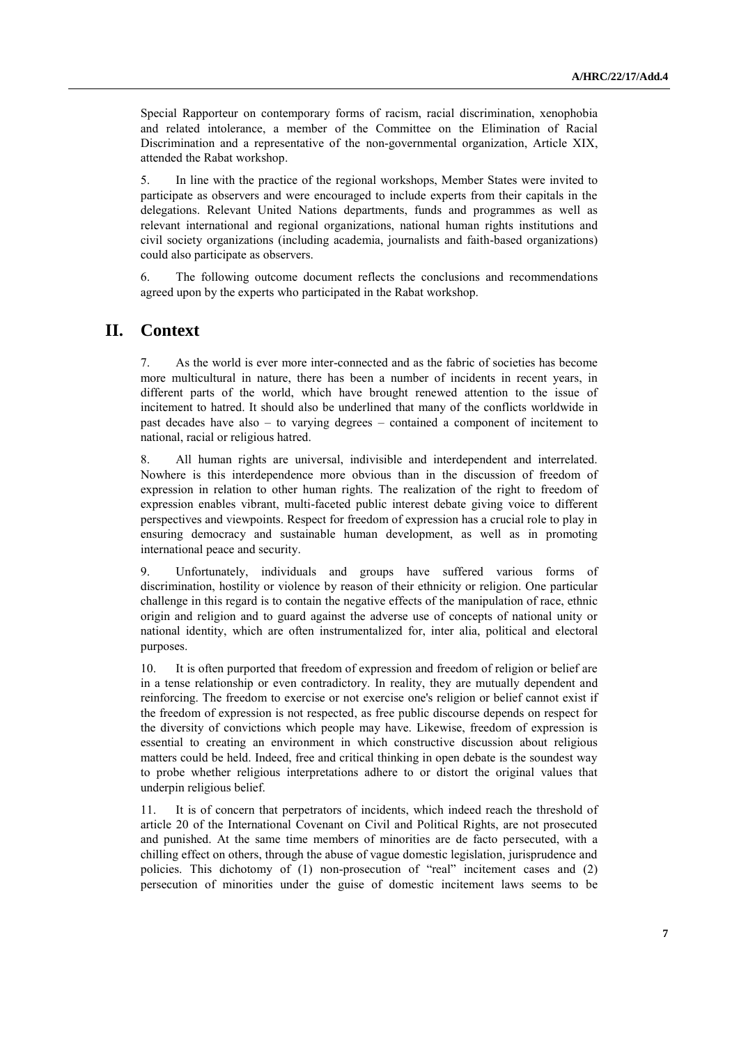Special Rapporteur on contemporary forms of racism, racial discrimination, xenophobia and related intolerance, a member of the Committee on the Elimination of Racial Discrimination and a representative of the non-governmental organization, Article XIX, attended the Rabat workshop.

5. In line with the practice of the regional workshops, Member States were invited to participate as observers and were encouraged to include experts from their capitals in the delegations. Relevant United Nations departments, funds and programmes as well as relevant international and regional organizations, national human rights institutions and civil society organizations (including academia, journalists and faith-based organizations) could also participate as observers.

6. The following outcome document reflects the conclusions and recommendations agreed upon by the experts who participated in the Rabat workshop.

## II. Context

7. As the world is ever more inter-connected and as the fabric of societies has become more multicultural in nature, there has been a number of incidents in recent years, in different parts of the world, which have brought renewed attention to the issue of incitement to hatred. It should also be underlined that many of the conflicts worldwide in past decades have also – to varying degrees – contained a component of incitement to national, racial or religious hatred.

8. All human rights are universal, indivisible and interdependent and interrelated. Nowhere is this interdependence more obvious than in the discussion of freedom of expression in relation to other human rights. The realization of the right to freedom of expression enables vibrant, multi-faceted public interest debate giving voice to different perspectives and viewpoints. Respect for freedom of expression has a crucial role to play in ensuring democracy and sustainable human development, as well as in promoting international peace and security.

9. Unfortunately, individuals and groups have suffered various forms of discrimination, hostility or violence by reason of their ethnicity or religion. One particular challenge in this regard is to contain the negative effects of the manipulation of race, ethnic origin and religion and to guard against the adverse use of concepts of national unity or national identity, which are often instrumentalized for, inter alia, political and electoral purposes.

10. It is often purported that freedom of expression and freedom of religion or belief are in a tense relationship or even contradictory. In reality, they are mutually dependent and reinforcing. The freedom to exercise or not exercise one's religion or belief cannot exist if the freedom of expression is not respected, as free public discourse depends on respect for the diversity of convictions which people may have. Likewise, freedom of expression is essential to creating an environment in which constructive discussion about religious matters could be held. Indeed, free and critical thinking in open debate is the soundest way to probe whether religious interpretations adhere to or distort the original values that underpin religious belief.

11. It is of concern that perpetrators of incidents, which indeed reach the threshold of article 20 of the International Covenant on Civil and Political Rights, are not prosecuted and punished. At the same time members of minorities are de facto persecuted, with a chilling effect on others, through the abuse of vague domestic legislation, jurisprudence and policies. This dichotomy of (1) non-prosecution of "real" incitement cases and (2) persecution of minorities under the guise of domestic incitement laws seems to be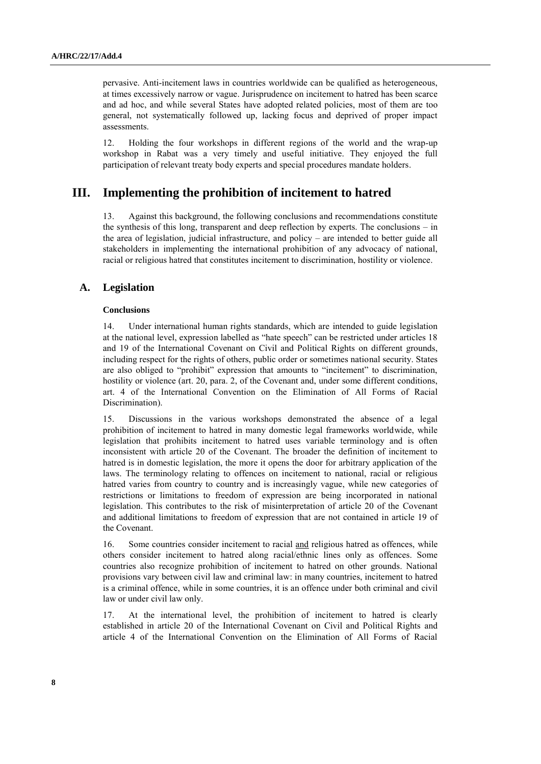pervasive. Anti-incitement laws in countries worldwide can be qualified as heterogeneous, at times excessively narrow or vague. Jurisprudence on incitement to hatred has been scarce and ad hoc, and while several States have adopted related policies, most of them are too general, not systematically followed up, lacking focus and deprived of proper impact assessments.

12. Holding the four workshops in different regions of the world and the wrap-up workshop in Rabat was a very timely and useful initiative. They enjoyed the full participation of relevant treaty body experts and special procedures mandate holders.

# III. Implementing the prohibition of incitement to hatred

13. Against this background, the following conclusions and recommendations constitute the synthesis of this long, transparent and deep reflection by experts. The conclusions – in the area of legislation, judicial infrastructure, and policy – are intended to better guide all stakeholders in implementing the international prohibition of any advocacy of national, racial or religious hatred that constitutes incitement to discrimination, hostility or violence.

## A. Legislation

### Conclusions

14. Under international human rights standards, which are intended to guide legislation at the national level, expression labelled as "hate speech" can be restricted under articles 18 and 19 of the International Covenant on Civil and Political Rights on different grounds, including respect for the rights of others, public order or sometimes national security. States are also obliged to "prohibit" expression that amounts to "incitement" to discrimination, hostility or violence (art. 20, para. 2, of the Covenant and, under some different conditions, art. 4 of the International Convention on the Elimination of All Forms of Racial Discrimination).

15. Discussions in the various workshops demonstrated the absence of a legal prohibition of incitement to hatred in many domestic legal frameworks worldwide, while legislation that prohibits incitement to hatred uses variable terminology and is often inconsistent with article 20 of the Covenant. The broader the definition of incitement to hatred is in domestic legislation, the more it opens the door for arbitrary application of the laws. The terminology relating to offences on incitement to national, racial or religious hatred varies from country to country and is increasingly vague, while new categories of restrictions or limitations to freedom of expression are being incorporated in national legislation. This contributes to the risk of misinterpretation of article 20 of the Covenant and additional limitations to freedom of expression that are not contained in article 19 of the Covenant.

16. Some countries consider incitement to racial <u>and</u> religious hatred as offences, while others consider incitement to hatred along racial/ethnic lines only as offences. Some countries also recognize prohibition of incitement to hatred on other grounds. National provisions vary between civil law and criminal law: in many countries, incitement to hatred is a criminal offence, while in some countries, it is an offence under both criminal and civil law or under civil law only.

17. At the international level, the prohibition of incitement to hatred is clearly established in article 20 of the International Covenant on Civil and Political Rights and article 4 of the International Convention on the Elimination of All Forms of Racial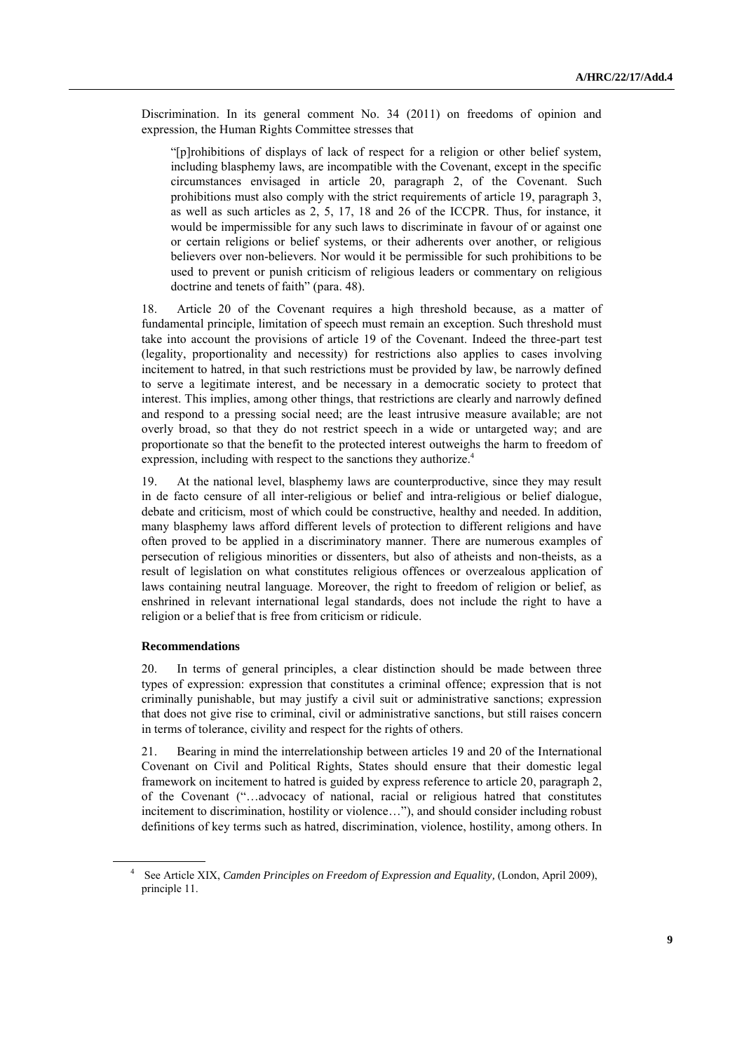Discrimination. In its general comment No. 34 (2011) on freedoms of opinion and expression, the Human Rights Committee stresses that

> "[p]rohibitions of displays of lack of respect for a religion or other belief system, including blasphemy laws, are incompatible with the Covenant, except in the specific circumstances envisaged in article 20, paragraph 2, of the Covenant. Such prohibitions must also comply with the strict requirements of article 19, paragraph 3, as well as such articles as 2, 5, 17, 18 and 26 of the ICCPR. Thus, for instance, it would be impermissible for any such laws to discriminate in favour of or against one or certain religions or belief systems, or their adherents over another, or religious believers over non-believers. Nor would it be permissible for such prohibitions to be used to prevent or punish criticism of religious leaders or commentary on religious doctrine and tenets of faith" (para. 48).

18. Article 20 of the Covenant requires a high threshold because, as a matter of fundamental principle, limitation of speech must remain an exception. Such threshold must take into account the provisions of article 19 of the Covenant. Indeed the three-part test (legality, proportionality and necessity) for restrictions also applies to cases involving incitement to hatred, in that such restrictions must be provided by law, be narrowly defined to serve a legitimate interest, and be necessary in a democratic society to protect that interest. This implies, among other things, that restrictions are clearly and narrowly defined and respond to a pressing social need; are the least intrusive measure available; are not overly broad, so that they do not restrict speech in a wide or untargeted way; and are proportionate so that the benefit to the protected interest outweighs the harm to freedom of expression, including with respect to the sanctions they authorize.[4]

19. At the national level, blasphemy laws are counterproductive, since they may result in de facto censure of all inter-religious or belief and intra-religious or belief dialogue, debate and criticism, most of which could be constructive, healthy and needed. In addition, many blasphemy laws afford different levels of protection to different religions and have often proved to be applied in a discriminatory manner. There are numerous examples of persecution of religious minorities or dissenters, but also of atheists and non-theists, as a result of legislation on what constitutes religious offences or overzealous application of laws containing neutral language. Moreover, the right to freedom of religion or belief, as enshrined in relevant international legal standards, does not include the right to have a religion or a belief that is free from criticism or ridicule.

**Recommendations**

20. In terms of general principles, a clear distinction should be made between three types of expression: expression that constitutes a criminal offence; expression that is not criminally punishable, but may justify a civil suit or administrative sanctions; expression that does not give rise to criminal, civil or administrative sanctions, but still raises concern in terms of tolerance, civility and respect for the rights of others.

21. Bearing in mind the interrelationship between articles 19 and 20 of the International Covenant on Civil and Political Rights, States should ensure that their domestic legal framework on incitement to hatred is guided by express reference to article 20, paragraph 2, of the Covenant ("…advocacy of national, racial or religious hatred that constitutes incitement to discrimination, hostility or violence…"), and should consider including robust definitions of key terms such as hatred, discrimination, violence, hostility, among others. In

[4] See Article XIX, *Camden Principles on Freedom of Expression and Equality,* (London, April 2009), principle 11.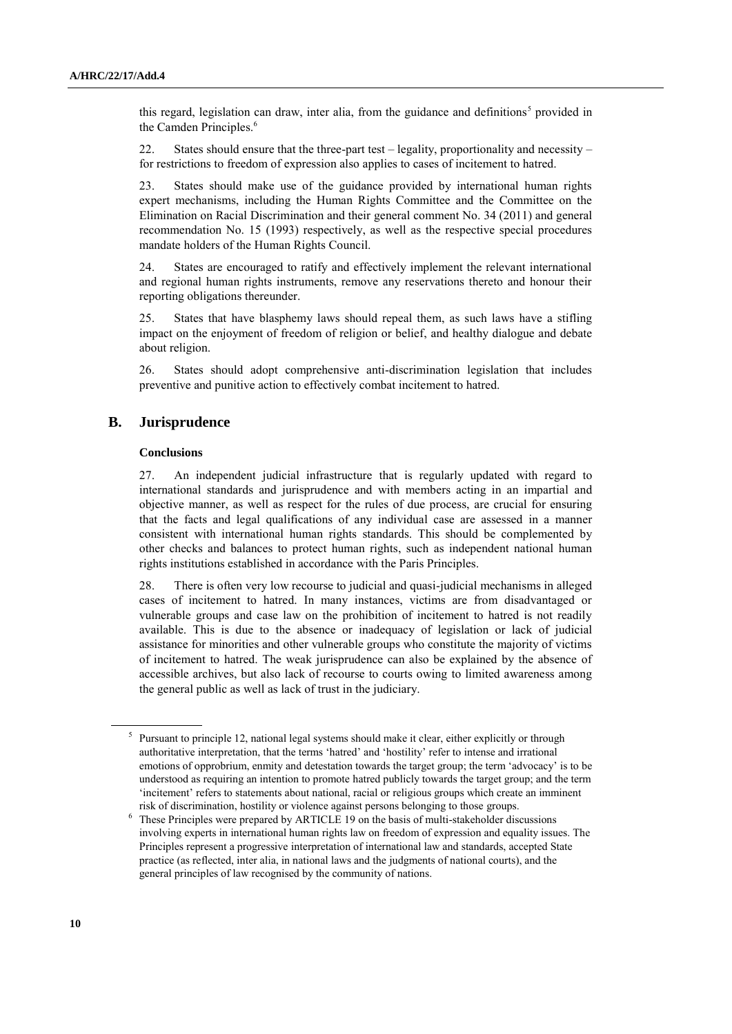this regard, legislation can draw, inter alia, from the guidance and definitions[5] provided in the Camden Principles.[6]

22. States should ensure that the three-part test – legality, proportionality and necessity – for restrictions to freedom of expression also applies to cases of incitement to hatred.

23. States should make use of the guidance provided by international human rights expert mechanisms, including the Human Rights Committee and the Committee on the Elimination on Racial Discrimination and their general comment No. 34 (2011) and general recommendation No. 15 (1993) respectively, as well as the respective special procedures mandate holders of the Human Rights Council.

24. States are encouraged to ratify and effectively implement the relevant international and regional human rights instruments, remove any reservations thereto and honour their reporting obligations thereunder.

25. States that have blasphemy laws should repeal them, as such laws have a stifling impact on the enjoyment of freedom of religion or belief, and healthy dialogue and debate about religion.

26. States should adopt comprehensive anti-discrimination legislation that includes preventive and punitive action to effectively combat incitement to hatred.

## B. Jurisprudence

#### Conclusions

27. An independent judicial infrastructure that is regularly updated with regard to international standards and jurisprudence and with members acting in an impartial and objective manner, as well as respect for the rules of due process, are crucial for ensuring that the facts and legal qualifications of any individual case are assessed in a manner consistent with international human rights standards. This should be complemented by other checks and balances to protect human rights, such as independent national human rights institutions established in accordance with the Paris Principles.

28. There is often very low recourse to judicial and quasi-judicial mechanisms in alleged cases of incitement to hatred. In many instances, victims are from disadvantaged or vulnerable groups and case law on the prohibition of incitement to hatred is not readily available. This is due to the absence or inadequacy of legislation or lack of judicial assistance for minorities and other vulnerable groups who constitute the majority of victims of incitement to hatred. The weak jurisprudence can also be explained by the absence of accessible archives, but also lack of recourse to courts owing to limited awareness among the general public as well as lack of trust in the judiciary.

---

[5] Pursuant to principle 12, national legal systems should make it clear, either explicitly or through authoritative interpretation, that the terms 'hatred' and 'hostility' refer to intense and irrational emotions of opprobrium, enmity and detestation towards the target group; the term 'advocacy' is to be understood as requiring an intention to promote hatred publicly towards the target group; and the term 'incitement' refers to statements about national, racial or religious groups which create an imminent risk of discrimination, hostility or violence against persons belonging to those groups.

[6] These Principles were prepared by ARTICLE 19 on the basis of multi-stakeholder discussions involving experts in international human rights law on freedom of expression and equality issues. The Principles represent a progressive interpretation of international law and standards, accepted State practice (as reflected, inter alia, in national laws and the judgments of national courts), and the general principles of law recognised by the community of nations.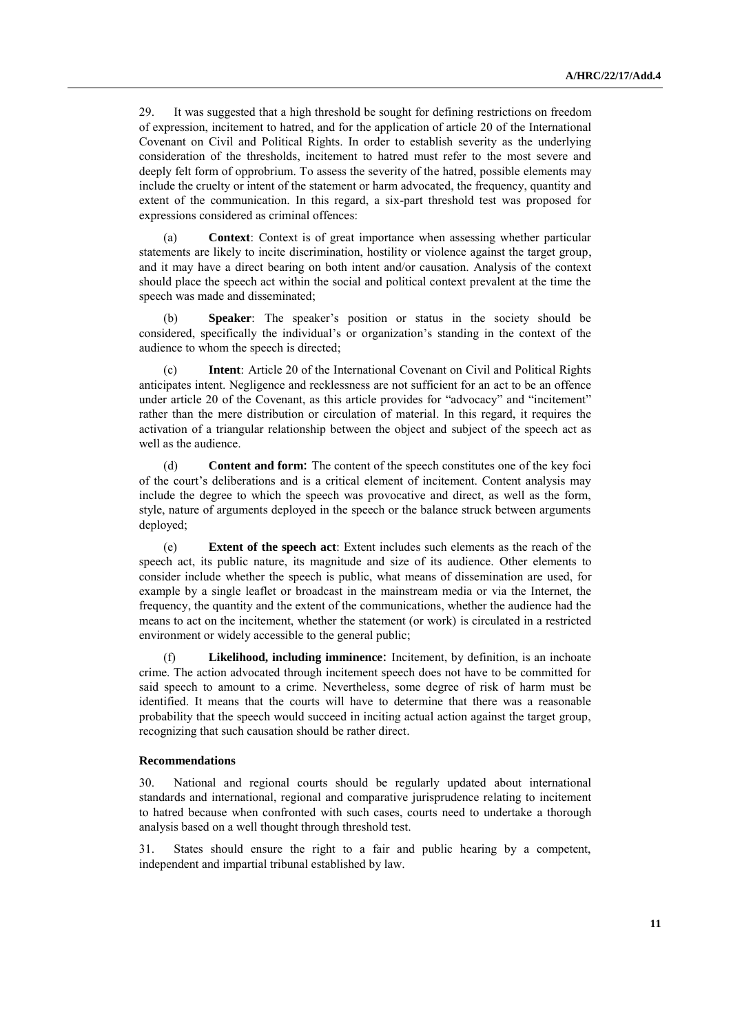29. It was suggested that a high threshold be sought for defining restrictions on freedom of expression, incitement to hatred, and for the application of article 20 of the International Covenant on Civil and Political Rights. In order to establish severity as the underlying consideration of the thresholds, incitement to hatred must refer to the most severe and deeply felt form of opprobrium. To assess the severity of the hatred, possible elements may include the cruelty or intent of the statement or harm advocated, the frequency, quantity and extent of the communication. In this regard, a six-part threshold test was proposed for expressions considered as criminal offences:

(a) **Context**: Context is of great importance when assessing whether particular statements are likely to incite discrimination, hostility or violence against the target group, and it may have a direct bearing on both intent and/or causation. Analysis of the context should place the speech act within the social and political context prevalent at the time the speech was made and disseminated;

(b) **Speaker**: The speaker's position or status in the society should be considered, specifically the individual's or organization's standing in the context of the audience to whom the speech is directed;

(c) **Intent**: Article 20 of the International Covenant on Civil and Political Rights anticipates intent. Negligence and recklessness are not sufficient for an act to be an offence under article 20 of the Covenant, as this article provides for "advocacy" and "incitement" rather than the mere distribution or circulation of material. In this regard, it requires the activation of a triangular relationship between the object and subject of the speech act as well as the audience.

(d) **Content and form**: The content of the speech constitutes one of the key foci of the court's deliberations and is a critical element of incitement. Content analysis may include the degree to which the speech was provocative and direct, as well as the form, style, nature of arguments deployed in the speech or the balance struck between arguments deployed;

(e) **Extent of the speech act**: Extent includes such elements as the reach of the speech act, its public nature, its magnitude and size of its audience. Other elements to consider include whether the speech is public, what means of dissemination are used, for example by a single leaflet or broadcast in the mainstream media or via the Internet, the frequency, the quantity and the extent of the communications, whether the audience had the means to act on the incitement, whether the statement (or work) is circulated in a restricted environment or widely accessible to the general public;

(f) **Likelihood, including imminence**: Incitement, by definition, is an inchoate crime. The action advocated through incitement speech does not have to be committed for said speech to amount to a crime. Nevertheless, some degree of risk of harm must be identified. It means that the courts will have to determine that there was a reasonable probability that the speech would succeed in inciting actual action against the target group, recognizing that such causation should be rather direct.

#### Recommendations

30. National and regional courts should be regularly updated about international standards and international, regional and comparative jurisprudence relating to incitement to hatred because when confronted with such cases, courts need to undertake a thorough analysis based on a well thought through threshold test.

31. States should ensure the right to a fair and public hearing by a competent, independent and impartial tribunal established by law.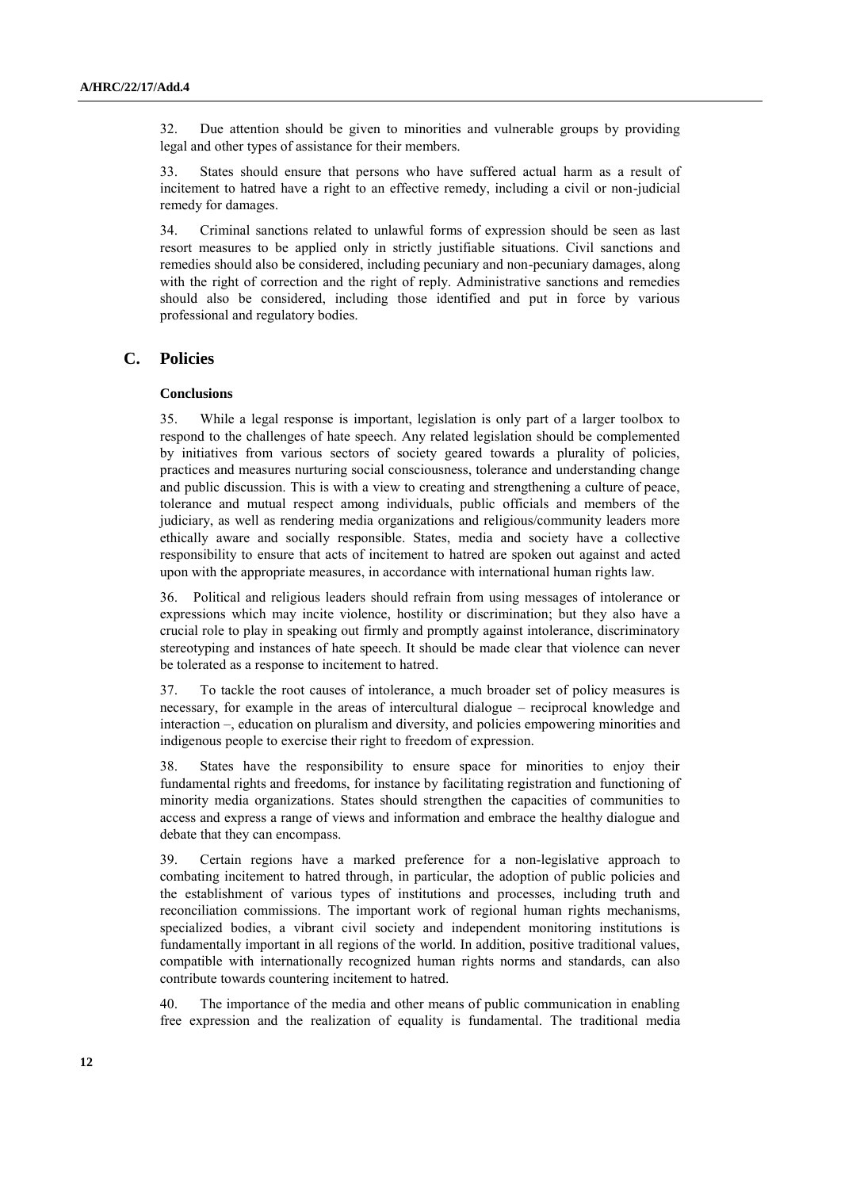32. Due attention should be given to minorities and vulnerable groups by providing legal and other types of assistance for their members.

33. States should ensure that persons who have suffered actual harm as a result of incitement to hatred have a right to an effective remedy, including a civil or non-judicial remedy for damages.

34. Criminal sanctions related to unlawful forms of expression should be seen as last resort measures to be applied only in strictly justifiable situations. Civil sanctions and remedies should also be considered, including pecuniary and non-pecuniary damages, along with the right of correction and the right of reply. Administrative sanctions and remedies should also be considered, including those identified and put in force by various professional and regulatory bodies.

## C. Policies

### Conclusions

35. While a legal response is important, legislation is only part of a larger toolbox to respond to the challenges of hate speech. Any related legislation should be complemented by initiatives from various sectors of society geared towards a plurality of policies, practices and measures nurturing social consciousness, tolerance and understanding change and public discussion. This is with a view to creating and strengthening a culture of peace, tolerance and mutual respect among individuals, public officials and members of the judiciary, as well as rendering media organizations and religious/community leaders more ethically aware and socially responsible. States, media and society have a collective responsibility to ensure that acts of incitement to hatred are spoken out against and acted upon with the appropriate measures, in accordance with international human rights law.

36. Political and religious leaders should refrain from using messages of intolerance or expressions which may incite violence, hostility or discrimination; but they also have a crucial role to play in speaking out firmly and promptly against intolerance, discriminatory stereotyping and instances of hate speech. It should be made clear that violence can never be tolerated as a response to incitement to hatred.

37. To tackle the root causes of intolerance, a much broader set of policy measures is necessary, for example in the areas of intercultural dialogue – reciprocal knowledge and interaction –, education on pluralism and diversity, and policies empowering minorities and indigenous people to exercise their right to freedom of expression.

38. States have the responsibility to ensure space for minorities to enjoy their fundamental rights and freedoms, for instance by facilitating registration and functioning of minority media organizations. States should strengthen the capacities of communities to access and express a range of views and information and embrace the healthy dialogue and debate that they can encompass.

39. Certain regions have a marked preference for a non-legislative approach to combating incitement to hatred through, in particular, the adoption of public policies and the establishment of various types of institutions and processes, including truth and reconciliation commissions. The important work of regional human rights mechanisms, specialized bodies, a vibrant civil society and independent monitoring institutions is fundamentally important in all regions of the world. In addition, positive traditional values, compatible with internationally recognized human rights norms and standards, can also contribute towards countering incitement to hatred.

40. The importance of the media and other means of public communication in enabling free expression and the realization of equality is fundamental. The traditional media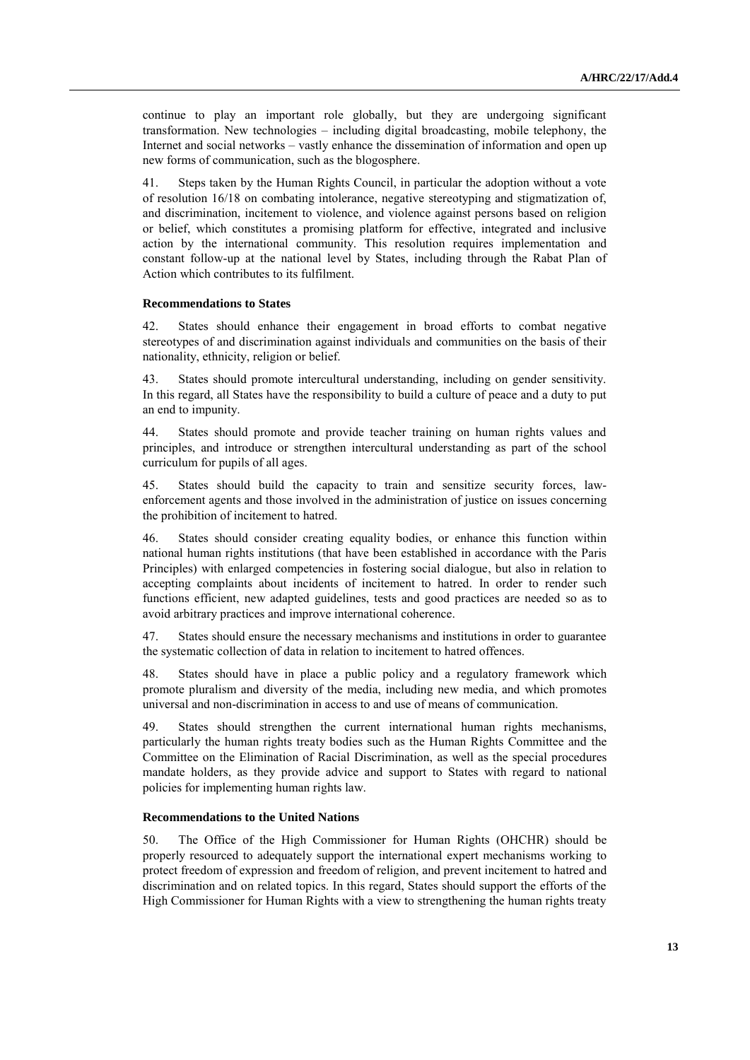continue to play an important role globally, but they are undergoing significant transformation. New technologies – including digital broadcasting, mobile telephony, the Internet and social networks – vastly enhance the dissemination of information and open up new forms of communication, such as the blogosphere.

41. Steps taken by the Human Rights Council, in particular the adoption without a vote of resolution 16/18 on combating intolerance, negative stereotyping and stigmatization of, and discrimination, incitement to violence, and violence against persons based on religion or belief, which constitutes a promising platform for effective, integrated and inclusive action by the international community. This resolution requires implementation and constant follow-up at the national level by States, including through the Rabat Plan of Action which contributes to its fulfilment.

**Recommendations to States**

42. States should enhance their engagement in broad efforts to combat negative stereotypes of and discrimination against individuals and communities on the basis of their nationality, ethnicity, religion or belief.

43. States should promote intercultural understanding, including on gender sensitivity. In this regard, all States have the responsibility to build a culture of peace and a duty to put an end to impunity.

44. States should promote and provide teacher training on human rights values and principles, and introduce or strengthen intercultural understanding as part of the school curriculum for pupils of all ages.

45. States should build the capacity to train and sensitize security forces, law-enforcement agents and those involved in the administration of justice on issues concerning the prohibition of incitement to hatred.

46. States should consider creating equality bodies, or enhance this function within national human rights institutions (that have been established in accordance with the Paris Principles) with enlarged competencies in fostering social dialogue, but also in relation to accepting complaints about incidents of incitement to hatred. In order to render such functions efficient, new adapted guidelines, tests and good practices are needed so as to avoid arbitrary practices and improve international coherence.

47. States should ensure the necessary mechanisms and institutions in order to guarantee the systematic collection of data in relation to incitement to hatred offences.

48. States should have in place a public policy and a regulatory framework which promote pluralism and diversity of the media, including new media, and which promotes universal and non-discrimination in access to and use of means of communication.

49. States should strengthen the current international human rights mechanisms, particularly the human rights treaty bodies such as the Human Rights Committee and the Committee on the Elimination of Racial Discrimination, as well as the special procedures mandate holders, as they provide advice and support to States with regard to national policies for implementing human rights law.

**Recommendations to the United Nations**

50. The Office of the High Commissioner for Human Rights (OHCHR) should be properly resourced to adequately support the international expert mechanisms working to protect freedom of expression and freedom of religion, and prevent incitement to hatred and discrimination and on related topics. In this regard, States should support the efforts of the High Commissioner for Human Rights with a view to strengthening the human rights treaty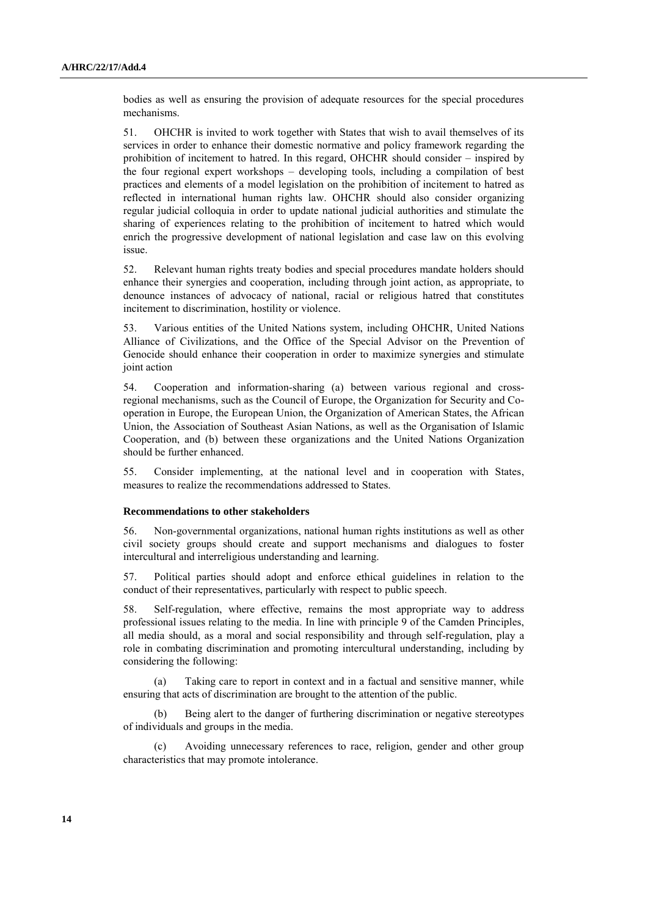bodies as well as ensuring the provision of adequate resources for the special procedures mechanisms.

51. OHCHR is invited to work together with States that wish to avail themselves of its services in order to enhance their domestic normative and policy framework regarding the prohibition of incitement to hatred. In this regard, OHCHR should consider – inspired by the four regional expert workshops – developing tools, including a compilation of best practices and elements of a model legislation on the prohibition of incitement to hatred as reflected in international human rights law. OHCHR should also consider organizing regular judicial colloquia in order to update national judicial authorities and stimulate the sharing of experiences relating to the prohibition of incitement to hatred which would enrich the progressive development of national legislation and case law on this evolving issue.

52. Relevant human rights treaty bodies and special procedures mandate holders should enhance their synergies and cooperation, including through joint action, as appropriate, to denounce instances of advocacy of national, racial or religious hatred that constitutes incitement to discrimination, hostility or violence.

53. Various entities of the United Nations system, including OHCHR, United Nations Alliance of Civilizations, and the Office of the Special Advisor on the Prevention of Genocide should enhance their cooperation in order to maximize synergies and stimulate joint action

54. Cooperation and information-sharing (a) between various regional and cross-regional mechanisms, such as the Council of Europe, the Organization for Security and Co-operation in Europe, the European Union, the Organization of American States, the African Union, the Association of Southeast Asian Nations, as well as the Organisation of Islamic Cooperation, and (b) between these organizations and the United Nations Organization should be further enhanced.

55. Consider implementing, at the national level and in cooperation with States, measures to realize the recommendations addressed to States.

### Recommendations to other stakeholders

56. Non-governmental organizations, national human rights institutions as well as other civil society groups should create and support mechanisms and dialogues to foster intercultural and interreligious understanding and learning.

57. Political parties should adopt and enforce ethical guidelines in relation to the conduct of their representatives, particularly with respect to public speech.

58. Self-regulation, where effective, remains the most appropriate way to address professional issues relating to the media. In line with principle 9 of the Camden Principles, all media should, as a moral and social responsibility and through self-regulation, play a role in combating discrimination and promoting intercultural understanding, including by considering the following:

(a) Taking care to report in context and in a factual and sensitive manner, while ensuring that acts of discrimination are brought to the attention of the public.

(b) Being alert to the danger of furthering discrimination or negative stereotypes of individuals and groups in the media.

(c) Avoiding unnecessary references to race, religion, gender and other group characteristics that may promote intolerance.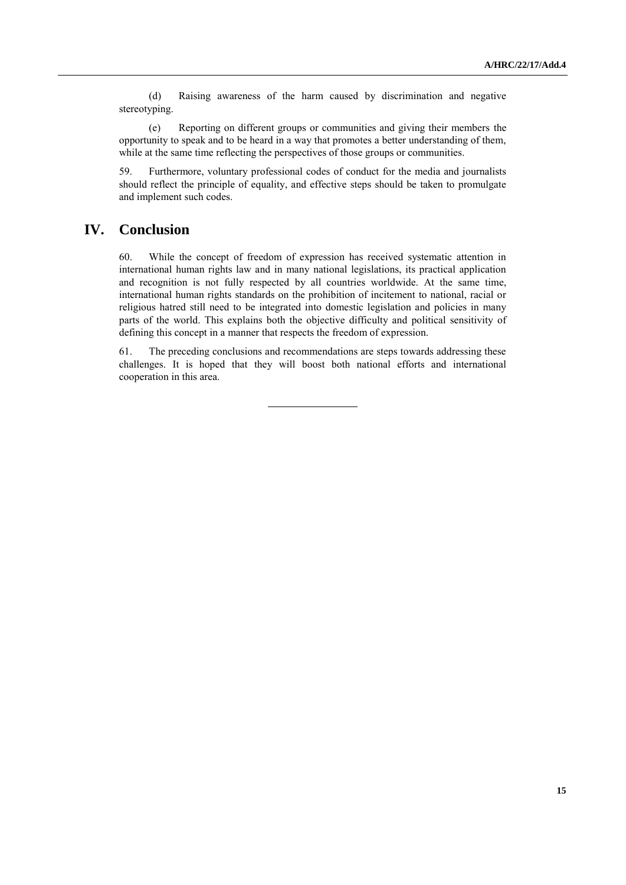(d) Raising awareness of the harm caused by discrimination and negative stereotyping.

(e) Reporting on different groups or communities and giving their members the opportunity to speak and to be heard in a way that promotes a better understanding of them, while at the same time reflecting the perspectives of those groups or communities.

59. Furthermore, voluntary professional codes of conduct for the media and journalists should reflect the principle of equality, and effective steps should be taken to promulgate and implement such codes.

## IV. Conclusion

60. While the concept of freedom of expression has received systematic attention in international human rights law and in many national legislations, its practical application and recognition is not fully respected by all countries worldwide. At the same time, international human rights standards on the prohibition of incitement to national, racial or religious hatred still need to be integrated into domestic legislation and policies in many parts of the world. This explains both the objective difficulty and political sensitivity of defining this concept in a manner that respects the freedom of expression.

61. The preceding conclusions and recommendations are steps towards addressing these challenges. It is hoped that they will boost both national efforts and international cooperation in this area.